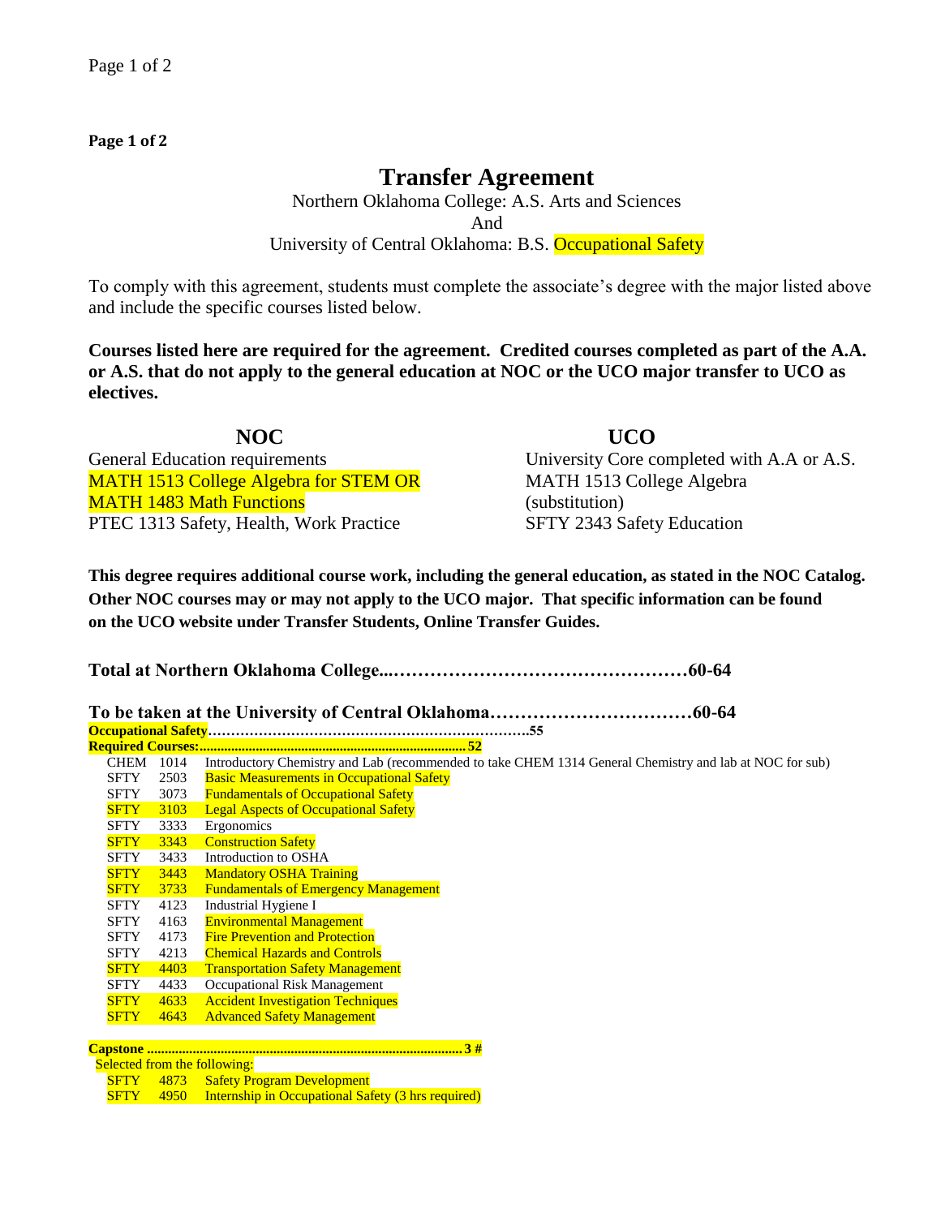# Transfer Agreement

Northern Oklahoma College: A.S. Arts and Sciences
And
University of Central Oklahoma: B.S. Occupational Safety

To comply with this agreement, students must complete the associate's degree with the major listed above and include the specific courses listed below.

**Courses listed here are required for the agreement. Credited courses completed as part of the A.A. or A.S. that do not apply to the general education at NOC or the UCO major transfer to UCO as electives.**

| NOC | UCO |
|---|---|
| General Education requirements | University Core completed with A.A or A.S. |
| MATH 1513 College Algebra for STEM OR MATH 1483 Math Functions | MATH 1513 College Algebra (substitution) |
| PTEC 1313 Safety, Health, Work Practice | SFTY 2343 Safety Education |

**This degree requires additional course work, including the general education, as stated in the NOC Catalog. Other NOC courses may or may not apply to the UCO major. That specific information can be found on the UCO website under Transfer Students, Online Transfer Guides.**

**Total at Northern Oklahoma College...…………………………………………60-64**

**To be taken at the University of Central Oklahoma……………………………60-64**

**Occupational Safety……………………………………………………………55**

**Required Courses:...........................................................................52**

| | | |
|---|---|---|
| CHEM | 1014 | Introductory Chemistry and Lab (recommended to take CHEM 1314 General Chemistry and lab at NOC for sub) |
| SFTY | 2503 | Basic Measurements in Occupational Safety |
| SFTY | 3073 | Fundamentals of Occupational Safety |
| SFTY | 3103 | Legal Aspects of Occupational Safety |
| SFTY | 3333 | Ergonomics |
| SFTY | 3343 | Construction Safety |
| SFTY | 3433 | Introduction to OSHA |
| SFTY | 3443 | Mandatory OSHA Training |
| SFTY | 3733 | Fundamentals of Emergency Management |
| SFTY | 4123 | Industrial Hygiene I |
| SFTY | 4163 | Environmental Management |
| SFTY | 4173 | Fire Prevention and Protection |
| SFTY | 4213 | Chemical Hazards and Controls |
| SFTY | 4403 | Transportation Safety Management |
| SFTY | 4433 | Occupational Risk Management |
| SFTY | 4633 | Accident Investigation Techniques |
| SFTY | 4643 | Advanced Safety Management |

**Capstone ......................................................................................... 3 #**

Selected from the following:

| | | |
|---|---|---|
| SFTY | 4873 | Safety Program Development |
| SFTY | 4950 | Internship in Occupational Safety (3 hrs required) |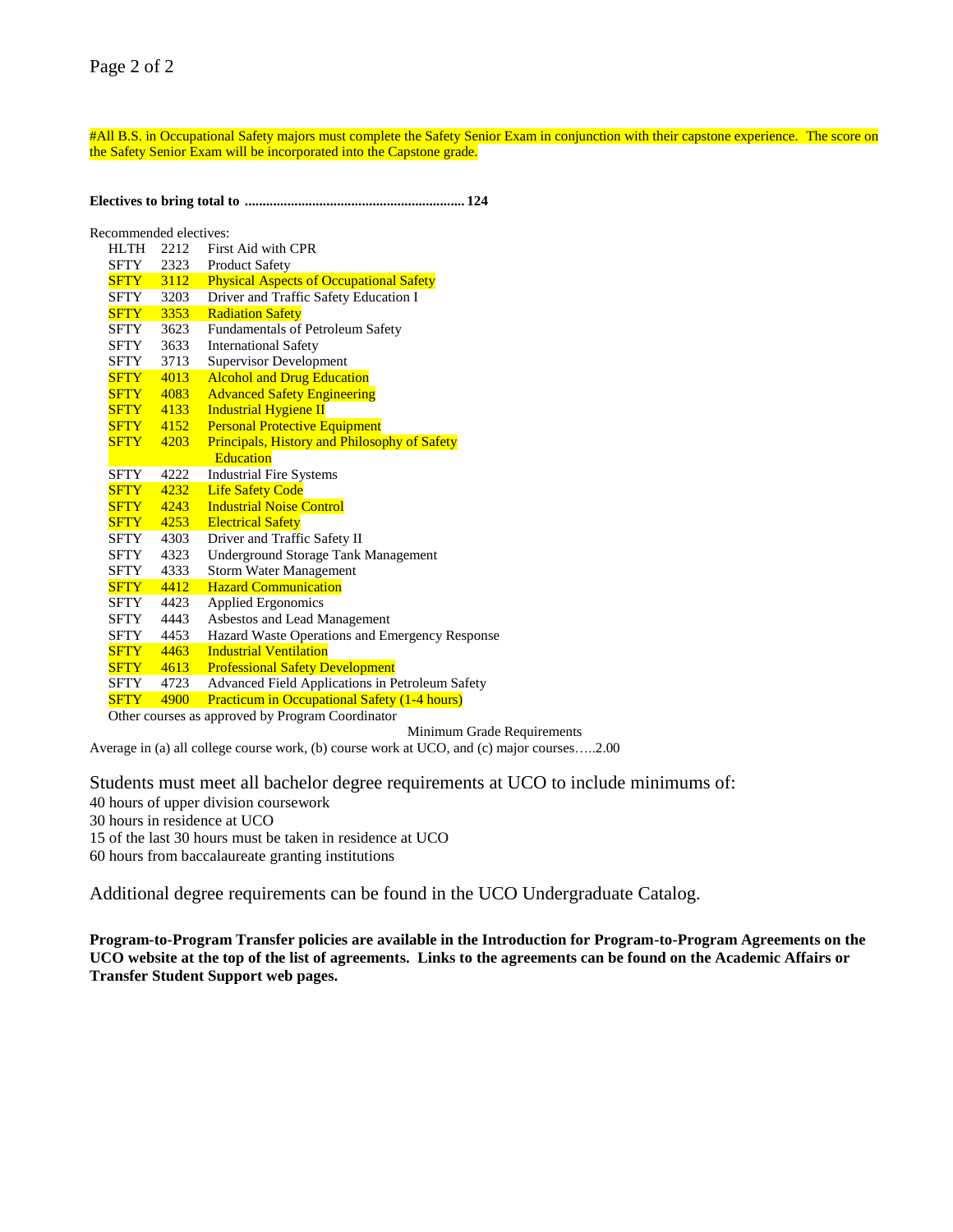#All B.S. in Occupational Safety majors must complete the Safety Senior Exam in conjunction with their capstone experience. The score on the Safety Senior Exam will be incorporated into the Capstone grade.

**Electives to bring total to ............................................................ 124**

Recommended electives:

| | | |
|---|---|---|
| HLTH | 2212 | First Aid with CPR |
| SFTY | 2323 | Product Safety |
| SFTY | 3112 | Physical Aspects of Occupational Safety |
| SFTY | 3203 | Driver and Traffic Safety Education I |
| SFTY | 3353 | Radiation Safety |
| SFTY | 3623 | Fundamentals of Petroleum Safety |
| SFTY | 3633 | International Safety |
| SFTY | 3713 | Supervisor Development |
| SFTY | 4013 | Alcohol and Drug Education |
| SFTY | 4083 | Advanced Safety Engineering |
| SFTY | 4133 | Industrial Hygiene II |
| SFTY | 4152 | Personal Protective Equipment |
| SFTY | 4203 | Principals, History and Philosophy of Safety Education |
| SFTY | 4222 | Industrial Fire Systems |
| SFTY | 4232 | Life Safety Code |
| SFTY | 4243 | Industrial Noise Control |
| SFTY | 4253 | Electrical Safety |
| SFTY | 4303 | Driver and Traffic Safety II |
| SFTY | 4323 | Underground Storage Tank Management |
| SFTY | 4333 | Storm Water Management |
| SFTY | 4412 | Hazard Communication |
| SFTY | 4423 | Applied Ergonomics |
| SFTY | 4443 | Asbestos and Lead Management |
| SFTY | 4453 | Hazard Waste Operations and Emergency Response |
| SFTY | 4463 | Industrial Ventilation |
| SFTY | 4613 | Professional Safety Development |
| SFTY | 4723 | Advanced Field Applications in Petroleum Safety |
| SFTY | 4900 | Practicum in Occupational Safety (1-4 hours) |

Other courses as approved by Program Coordinator

Minimum Grade Requirements

Average in (a) all college course work, (b) course work at UCO, and (c) major courses…..2.00

Students must meet all bachelor degree requirements at UCO to include minimums of:

40 hours of upper division coursework
30 hours in residence at UCO
15 of the last 30 hours must be taken in residence at UCO
60 hours from baccalaureate granting institutions

Additional degree requirements can be found in the UCO Undergraduate Catalog.

**Program-to-Program Transfer policies are available in the Introduction for Program-to-Program Agreements on the UCO website at the top of the list of agreements. Links to the agreements can be found on the Academic Affairs or Transfer Student Support web pages.**